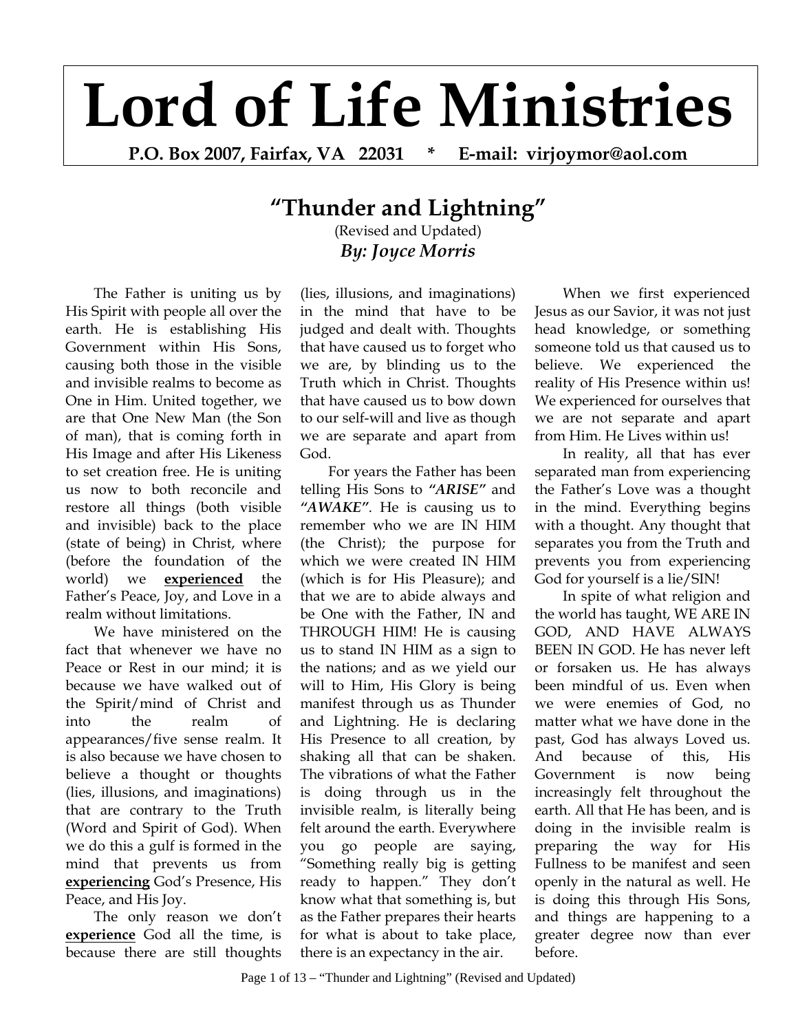# Lord of Life Ministries

**P.O. Box 2007, Fairfax, VA 22031 * E-mail: virjoymor@aol.com**

## "Thunder and Lightning"

(Revised and Updated)

***By: Joyce Morris***

The Father is uniting us by His Spirit with people all over the earth. He is establishing His Government within His Sons, causing both those in the visible and invisible realms to become as One in Him. United together, we are that One New Man (the Son of man), that is coming forth in His Image and after His Likeness to set creation free. He is uniting us now to both reconcile and restore all things (both visible and invisible) back to the place (state of being) in Christ, where (before the foundation of the world) we **experienced** the Father's Peace, Joy, and Love in a realm without limitations.

We have ministered on the fact that whenever we have no Peace or Rest in our mind; it is because we have walked out of the Spirit/mind of Christ and into the realm of appearances/five sense realm. It is also because we have chosen to believe a thought or thoughts (lies, illusions, and imaginations) that are contrary to the Truth (Word and Spirit of God). When we do this a gulf is formed in the mind that prevents us from **experiencing** God's Presence, His Peace, and His Joy.

The only reason we don't **experience** God all the time, is because there are still thoughts (lies, illusions, and imaginations) in the mind that have to be judged and dealt with. Thoughts that have caused us to forget who we are, by blinding us to the Truth which in Christ. Thoughts that have caused us to bow down to our self-will and live as though we are separate and apart from God.

For years the Father has been telling His Sons to ***"ARISE"*** and ***"AWAKE"***. He is causing us to remember who we are IN HIM (the Christ); the purpose for which we were created IN HIM (which is for His Pleasure); and that we are to abide always and be One with the Father, IN and THROUGH HIM! He is causing us to stand IN HIM as a sign to the nations; and as we yield our will to Him, His Glory is being manifest through us as Thunder and Lightning. He is declaring His Presence to all creation, by shaking all that can be shaken. The vibrations of what the Father is doing through us in the invisible realm, is literally being felt around the earth. Everywhere you go people are saying, "Something really big is getting ready to happen." They don't know what that something is, but as the Father prepares their hearts for what is about to take place, there is an expectancy in the air.

When we first experienced Jesus as our Savior, it was not just head knowledge, or something someone told us that caused us to believe. We experienced the reality of His Presence within us! We experienced for ourselves that we are not separate and apart from Him. He Lives within us!

In reality, all that has ever separated man from experiencing the Father's Love was a thought in the mind. Everything begins with a thought. Any thought that separates you from the Truth and prevents you from experiencing God for yourself is a lie/SIN!

In spite of what religion and the world has taught, WE ARE IN GOD, AND HAVE ALWAYS BEEN IN GOD. He has never left or forsaken us. He has always been mindful of us. Even when we were enemies of God, no matter what we have done in the past, God has always Loved us. And because of this, His Government is now being increasingly felt throughout the earth. All that He has been, and is doing in the invisible realm is preparing the way for His Fullness to be manifest and seen openly in the natural as well. He is doing this through His Sons, and things are happening to a greater degree now than ever before.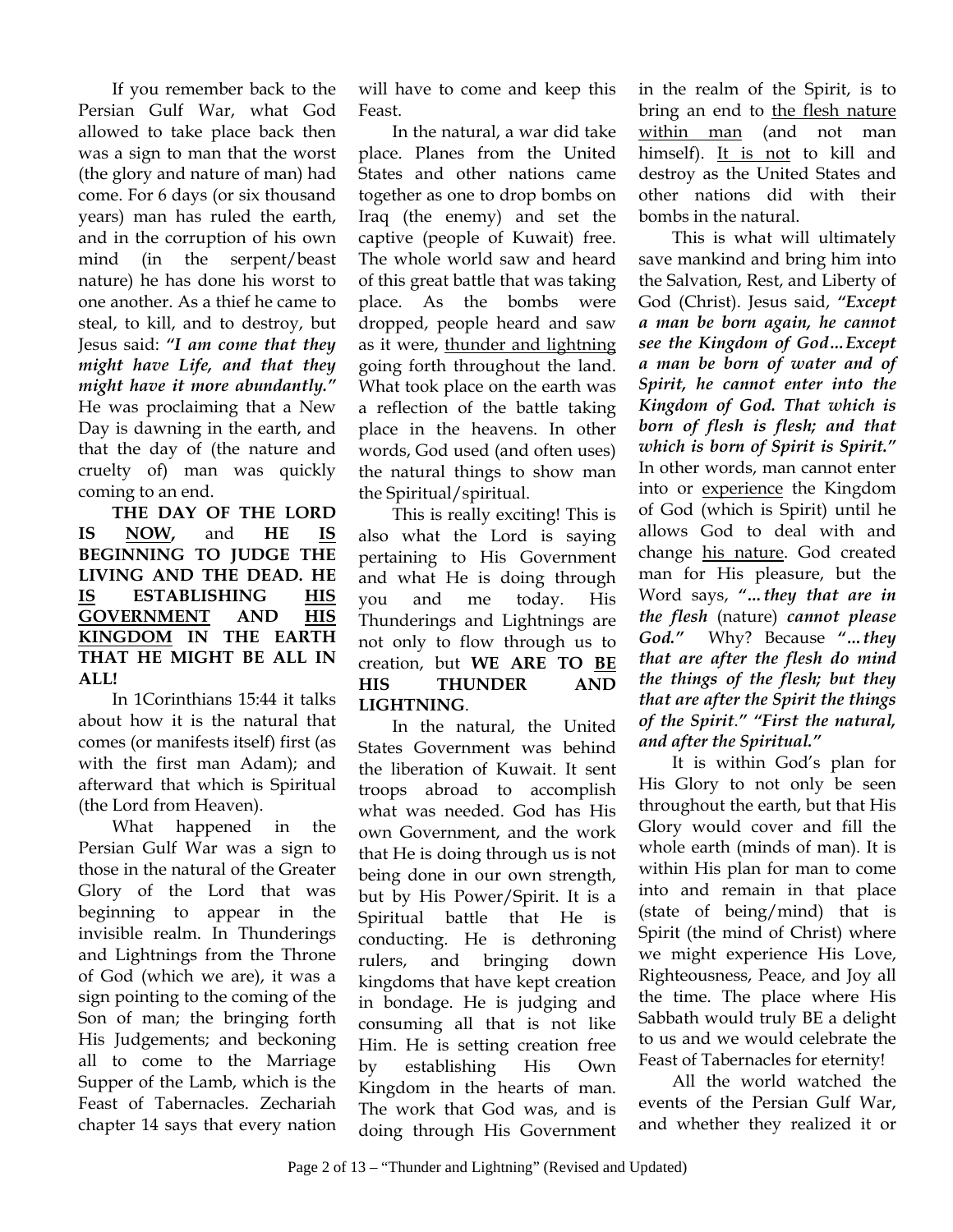If you remember back to the Persian Gulf War, what God allowed to take place back then was a sign to man that the worst (the glory and nature of man) had come. For 6 days (or six thousand years) man has ruled the earth, and in the corruption of his own mind (in the serpent/beast nature) he has done his worst to one another. As a thief he came to steal, to kill, and to destroy, but Jesus said: ***"I am come that they might have Life, and that they might have it more abundantly."*** He was proclaiming that a New Day is dawning in the earth, and that the day of (the nature and cruelty of) man was quickly coming to an end.

**THE DAY OF THE LORD IS <u>NOW</u>,** and **HE <u>IS</u> BEGINNING TO JUDGE THE LIVING AND THE DEAD. HE <u>IS</u> ESTABLISHING <u>HIS GOVERNMENT</u> AND <u>HIS KINGDOM</u> IN THE EARTH THAT HE MIGHT BE ALL IN ALL!**

In 1Corinthians 15:44 it talks about how it is the natural that comes (or manifests itself) first (as with the first man Adam); and afterward that which is Spiritual (the Lord from Heaven).

What happened in the Persian Gulf War was a sign to those in the natural of the Greater Glory of the Lord that was beginning to appear in the invisible realm. In Thunderings and Lightnings from the Throne of God (which we are), it was a sign pointing to the coming of the Son of man; the bringing forth His Judgements; and beckoning all to come to the Marriage Supper of the Lamb, which is the Feast of Tabernacles. Zechariah chapter 14 says that every nation will have to come and keep this Feast.

In the natural, a war did take place. Planes from the United States and other nations came together as one to drop bombs on Iraq (the enemy) and set the captive (people of Kuwait) free. The whole world saw and heard of this great battle that was taking place. As the bombs were dropped, people heard and saw as it were, <u>thunder and lightning</u> going forth throughout the land. What took place on the earth was a reflection of the battle taking place in the heavens. In other words, God used (and often uses) the natural things to show man the Spiritual/spiritual.

This is really exciting! This is also what the Lord is saying pertaining to His Government and what He is doing through you and me today. His Thunderings and Lightnings are not only to flow through us to creation, but **WE ARE TO <u>BE</u> HIS THUNDER AND LIGHTNING**.

In the natural, the United States Government was behind the liberation of Kuwait. It sent troops abroad to accomplish what was needed. God has His own Government, and the work that He is doing through us is not being done in our own strength, but by His Power/Spirit. It is a Spiritual battle that He is conducting. He is dethroning rulers, and bringing down kingdoms that have kept creation in bondage. He is judging and consuming all that is not like Him. He is setting creation free by establishing His Own Kingdom in the hearts of man. The work that God was, and is doing through His Government in the realm of the Spirit, is to bring an end to <u>the flesh nature within man</u> (and not man himself). <u>It is not</u> to kill and destroy as the United States and other nations did with their bombs in the natural.

This is what will ultimately save mankind and bring him into the Salvation, Rest, and Liberty of God (Christ). Jesus said, ***"Except a man be born again, he cannot see the Kingdom of God…Except a man be born of water and of Spirit, he cannot enter into the Kingdom of God. That which is born of flesh is flesh; and that which is born of Spirit is Spirit."*** In other words, man cannot enter into or <u>experience</u> the Kingdom of God (which is Spirit) until he allows God to deal with and change <u>his nature</u>. God created man for His pleasure, but the Word says, ***"…they that are in the flesh*** (nature) ***cannot please God."*** Why? Because ***"…they that are after the flesh do mind the things of the flesh; but they that are after the Spirit the things of the Spirit." "First the natural, and after the Spiritual."***

It is within God's plan for His Glory to not only be seen throughout the earth, but that His Glory would cover and fill the whole earth (minds of man). It is within His plan for man to come into and remain in that place (state of being/mind) that is Spirit (the mind of Christ) where we might experience His Love, Righteousness, Peace, and Joy all the time. The place where His Sabbath would truly BE a delight to us and we would celebrate the Feast of Tabernacles for eternity!

All the world watched the events of the Persian Gulf War, and whether they realized it or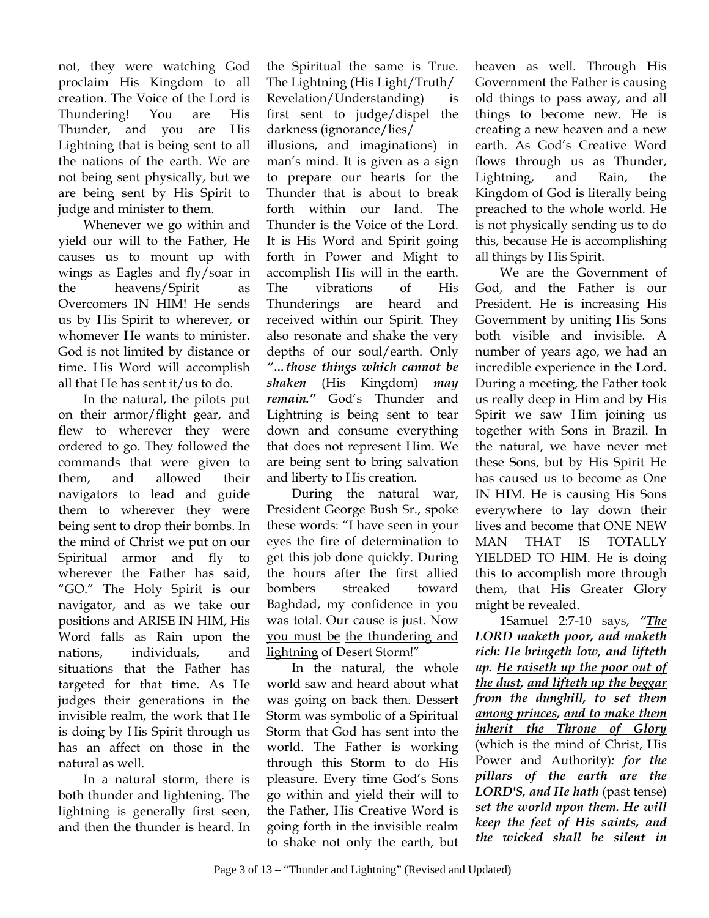not, they were watching God proclaim His Kingdom to all creation. The Voice of the Lord is Thundering! You are His Thunder, and you are His Lightning that is being sent to all the nations of the earth. We are not being sent physically, but we are being sent by His Spirit to judge and minister to them.

Whenever we go within and yield our will to the Father, He causes us to mount up with wings as Eagles and fly/soar in the heavens/Spirit as Overcomers IN HIM! He sends us by His Spirit to wherever, or whomever He wants to minister. God is not limited by distance or time. His Word will accomplish all that He has sent it/us to do.

In the natural, the pilots put on their armor/flight gear, and flew to wherever they were ordered to go. They followed the commands that were given to them, and allowed their navigators to lead and guide them to wherever they were being sent to drop their bombs. In the mind of Christ we put on our Spiritual armor and fly to wherever the Father has said, "GO." The Holy Spirit is our navigator, and as we take our positions and ARISE IN HIM, His Word falls as Rain upon the nations, individuals, and situations that the Father has targeted for that time. As He judges their generations in the invisible realm, the work that He is doing by His Spirit through us has an affect on those in the natural as well.

In a natural storm, there is both thunder and lightening. The lightning is generally first seen, and then the thunder is heard. In the Spiritual the same is True. The Lightning (His Light/Truth/ Revelation/Understanding) is first sent to judge/dispel the darkness (ignorance/lies/ illusions, and imaginations) in man's mind. It is given as a sign to prepare our hearts for the Thunder that is about to break forth within our land. The Thunder is the Voice of the Lord. It is His Word and Spirit going forth in Power and Might to accomplish His will in the earth. The vibrations of His Thunderings are heard and received within our Spirit. They also resonate and shake the very depths of our soul/earth. Only ***"…those things which cannot be shaken*** (His Kingdom) ***may remain."*** God's Thunder and Lightning is being sent to tear down and consume everything that does not represent Him. We are being sent to bring salvation and liberty to His creation.

During the natural war, President George Bush Sr., spoke these words: "I have seen in your eyes the fire of determination to get this job done quickly. During the hours after the first allied bombers streaked toward Baghdad, my confidence in you was total. Our cause is just. <u>Now you must be</u> <u>the thundering and lightning</u> of Desert Storm!"

In the natural, the whole world saw and heard about what was going on back then. Dessert Storm was symbolic of a Spiritual Storm that God has sent into the world. The Father is working through this Storm to do His pleasure. Every time God's Sons go within and yield their will to the Father, His Creative Word is going forth in the invisible realm to shake not only the earth, but heaven as well. Through His Government the Father is causing old things to pass away, and all things to become new. He is creating a new heaven and a new earth. As God's Creative Word flows through us as Thunder, Lightning, and Rain, the Kingdom of God is literally being preached to the whole world. He is not physically sending us to do this, because He is accomplishing all things by His Spirit.

We are the Government of God, and the Father is our President. He is increasing His Government by uniting His Sons both visible and invisible. A number of years ago, we had an incredible experience in the Lord. During a meeting, the Father took us really deep in Him and by His Spirit we saw Him joining us together with Sons in Brazil. In the natural, we have never met these Sons, but by His Spirit He has caused us to become as One IN HIM. He is causing His Sons everywhere to lay down their lives and become that ONE NEW MAN THAT IS TOTALLY YIELDED TO HIM. He is doing this to accomplish more through them, that His Greater Glory might be revealed.

1Samuel 2:7-10 says, ***"<u>The LORD</u> maketh poor, and maketh rich: He bringeth low, and lifteth up. <u>He raiseth up the poor out of the dust</u>, <u>and lifteth up the beggar from the dunghill</u>, <u>to set them among princes</u>, <u>and to make them inherit the Throne of Glory</u>*** (which is the mind of Christ, His Power and Authority)***: for the pillars of the earth are the LORD'S, and He hath*** (past tense) ***set the world upon them. He will keep the feet of His saints, and the wicked shall be silent in***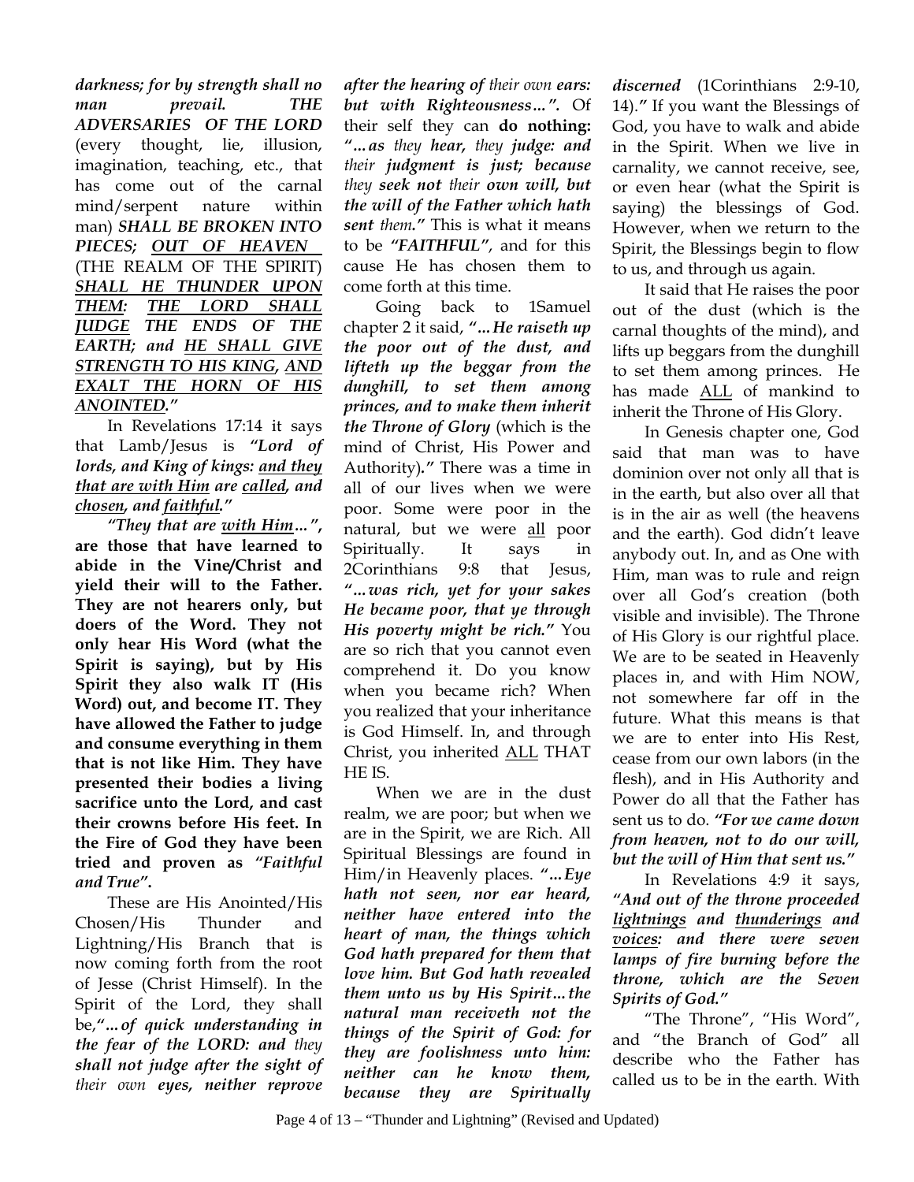***darkness; for by strength shall no man prevail. THE ADVERSARIES OF THE LORD*** (every thought, lie, illusion, imagination, teaching, etc., that has come out of the carnal mind/serpent nature within man) ***SHALL BE BROKEN INTO PIECES; <u>OUT OF HEAVEN</u>*** (THE REALM OF THE SPIRIT) ***<u>SHALL HE THUNDER UPON THEM</u>: <u>THE LORD SHALL JUDGE</u> THE ENDS OF THE EARTH; and <u>HE SHALL GIVE STRENGTH TO HIS KING</u>, <u>AND EXALT THE HORN OF HIS ANOINTED</u>."***

In Revelations 17:14 it says that Lamb/Jesus is ***"Lord of lords, and King of kings: <u>and they that are with Him</u> are <u>called</u>, and <u>chosen</u>, and <u>faithful</u>."***

***"They that are <u>with Him</u>…"***, **are those that have learned to abide in the Vine/Christ and yield their will to the Father. They are not hearers only, but doers of the Word. They not only hear His Word (what the Spirit is saying), but by His Spirit they also walk IT (His Word) out, and become IT. They have allowed the Father to judge and consume everything in them that is not like Him. They have presented their bodies a living sacrifice unto the Lord, and cast their crowns before His feet. In the Fire of God they have been tried and proven as *"Faithful and True"*.**

These are His Anointed/His Chosen/His Thunder and Lightning/His Branch that is now coming forth from the root of Jesse (Christ Himself). In the Spirit of the Lord, they shall be,***"…of quick understanding in the fear of the LORD: and*** *they* ***shall not judge after the sight of*** *their own* ***eyes, neither reprove after the hearing of*** *their own* ***ears: but with Righteousness…".*** Of their self they can **do nothing: *"…as*** *they* ***hear,*** *they* ***judge: and*** *their* ***judgment is just; because*** *they* ***seek not*** *their* ***own will, but the will of the Father which hath sent*** *them****."*** This is what it means to be ***"FAITHFUL"***, and for this cause He has chosen them to come forth at this time.

Going back to 1Samuel chapter 2 it said, ***"…He raiseth up the poor out of the dust, and lifteth up the beggar from the dunghill, to set them among princes, and to make them inherit the Throne of Glory*** (which is the mind of Christ, His Power and Authority)***."*** There was a time in all of our lives when we were poor. Some were poor in the natural, but we were <u>all</u> poor Spiritually. It says in 2Corinthians 9:8 that Jesus, ***"…was rich, yet for your sakes He became poor, that ye through His poverty might be rich."*** You are so rich that you cannot even comprehend it. Do you know when you became rich? When you realized that your inheritance is God Himself. In, and through Christ, you inherited <u>ALL</u> THAT HE IS.

When we are in the dust realm, we are poor; but when we are in the Spirit, we are Rich. All Spiritual Blessings are found in Him/in Heavenly places. ***"…Eye hath not seen, nor ear heard, neither have entered into the heart of man, the things which God hath prepared for them that love him. But God hath revealed them unto us by His Spirit…the natural man receiveth not the things of the Spirit of God: for they are foolishness unto him: neither can he know them, because they are Spiritually discerned*** (1Corinthians 2:9-10, 14).***"*** If you want the Blessings of God, you have to walk and abide in the Spirit. When we live in carnality, we cannot receive, see, or even hear (what the Spirit is saying) the blessings of God. However, when we return to the Spirit, the Blessings begin to flow to us, and through us again.

It said that He raises the poor out of the dust (which is the carnal thoughts of the mind), and lifts up beggars from the dunghill to set them among princes. He has made <u>ALL</u> of mankind to inherit the Throne of His Glory.

In Genesis chapter one, God said that man was to have dominion over not only all that is in the earth, but also over all that is in the air as well (the heavens and the earth). God didn't leave anybody out. In, and as One with Him, man was to rule and reign over all God's creation (both visible and invisible). The Throne of His Glory is our rightful place. We are to be seated in Heavenly places in, and with Him NOW, not somewhere far off in the future. What this means is that we are to enter into His Rest, cease from our own labors (in the flesh), and in His Authority and Power do all that the Father has sent us to do. ***"For we came down from heaven, not to do our will, but the will of Him that sent us."***

In Revelations 4:9 it says, ***"And out of the throne proceeded <u>lightnings</u> and <u>thunderings</u> and <u>voices</u>: and there were seven lamps of fire burning before the throne, which are the Seven Spirits of God."***

"The Throne", "His Word", and "the Branch of God" all describe who the Father has called us to be in the earth. With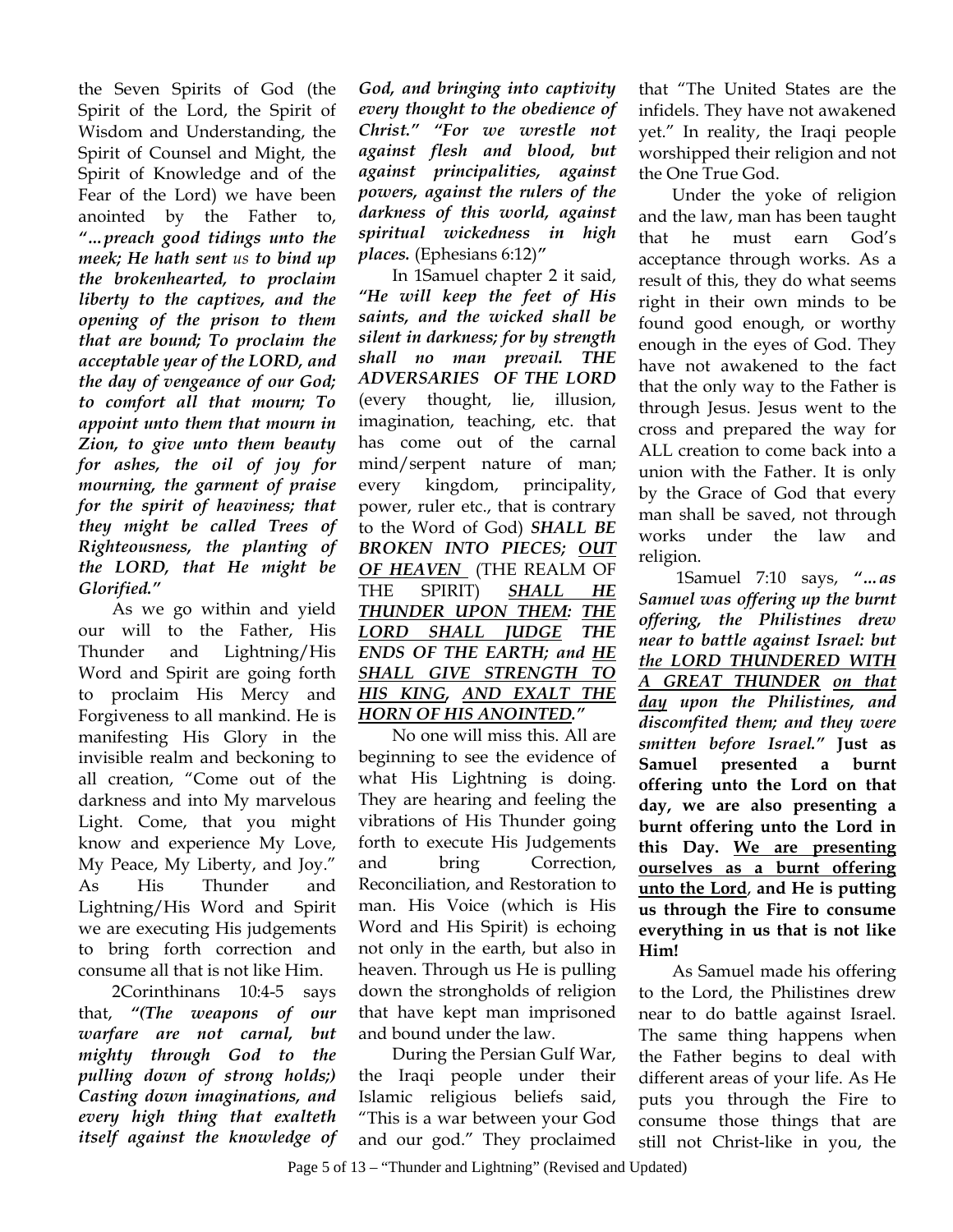the Seven Spirits of God (the Spirit of the Lord, the Spirit of Wisdom and Understanding, the Spirit of Counsel and Might, the Spirit of Knowledge and of the Fear of the Lord) we have been anointed by the Father to, ***"…preach good tidings unto the meek; He hath sent*** *us* ***to bind up the brokenhearted, to proclaim liberty to the captives, and the opening of the prison to them that are bound; To proclaim the acceptable year of the LORD, and the day of vengeance of our God; to comfort all that mourn; To appoint unto them that mourn in Zion, to give unto them beauty for ashes, the oil of joy for mourning, the garment of praise for the spirit of heaviness; that they might be called Trees of Righteousness, the planting of the LORD, that He might be Glorified."***

As we go within and yield our will to the Father, His Thunder and Lightning/His Word and Spirit are going forth to proclaim His Mercy and Forgiveness to all mankind. He is manifesting His Glory in the invisible realm and beckoning to all creation, "Come out of the darkness and into My marvelous Light. Come, that you might know and experience My Love, My Peace, My Liberty, and Joy." As His Thunder and Lightning/His Word and Spirit we are executing His judgements to bring forth correction and consume all that is not like Him.

2Corinthinans 10:4-5 says that, ***"(The weapons of our warfare are not carnal, but mighty through God to the pulling down of strong holds;) Casting down imaginations, and every high thing that exalteth itself against the knowledge of God, and bringing into captivity every thought to the obedience of Christ." "For we wrestle not against flesh and blood, but against principalities, against powers, against the rulers of the darkness of this world, against spiritual wickedness in high places.*** (Ephesians 6:12)***"***

In 1Samuel chapter 2 it said, ***"He will keep the feet of His saints, and the wicked shall be silent in darkness; for by strength shall no man prevail. THE ADVERSARIES OF THE LORD*** (every thought, lie, illusion, imagination, teaching, etc. that has come out of the carnal mind/serpent nature of man; every kingdom, principality, power, ruler etc., that is contrary to the Word of God) ***SHALL BE BROKEN INTO PIECES; <u>OUT OF HEAVEN</u>*** (THE REALM OF THE SPIRIT) ***<u>SHALL HE THUNDER UPON THEM</u>: <u>THE LORD SHALL JUDGE</u> THE ENDS OF THE EARTH; and <u>HE SHALL GIVE STRENGTH TO HIS KING</u>, <u>AND EXALT THE HORN OF HIS ANOINTED</u>."***

No one will miss this. All are beginning to see the evidence of what His Lightning is doing. They are hearing and feeling the vibrations of His Thunder going forth to execute His Judgements and bring Correction, Reconciliation, and Restoration to man. His Voice (which is His Word and His Spirit) is echoing not only in the earth, but also in heaven. Through us He is pulling down the strongholds of religion that have kept man imprisoned and bound under the law.

During the Persian Gulf War, the Iraqi people under their Islamic religious beliefs said, "This is a war between your God and our god." They proclaimed that "The United States are the infidels. They have not awakened yet." In reality, the Iraqi people worshipped their religion and not the One True God.

Under the yoke of religion and the law, man has been taught that he must earn God's acceptance through works. As a result of this, they do what seems right in their own minds to be found good enough, or worthy enough in the eyes of God. They have not awakened to the fact that the only way to the Father is through Jesus. Jesus went to the cross and prepared the way for ALL creation to come back into a union with the Father. It is only by the Grace of God that every man shall be saved, not through works under the law and religion.

1Samuel 7:10 says, ***"…as Samuel was offering up the burnt offering, the Philistines drew near to battle against Israel: but <u>the LORD THUNDERED WITH A GREAT THUNDER</u> <u>on that day</u> upon the Philistines, and discomfited them; and they were smitten before Israel."*** **Just as Samuel presented a burnt offering unto the Lord on that day, we are also presenting a burnt offering unto the Lord in this Day. <u>We are presenting ourselves as a burnt offering unto the Lord</u>, and He is putting us through the Fire to consume everything in us that is not like Him!**

As Samuel made his offering to the Lord, the Philistines drew near to do battle against Israel. The same thing happens when the Father begins to deal with different areas of your life. As He puts you through the Fire to consume those things that are still not Christ-like in you, the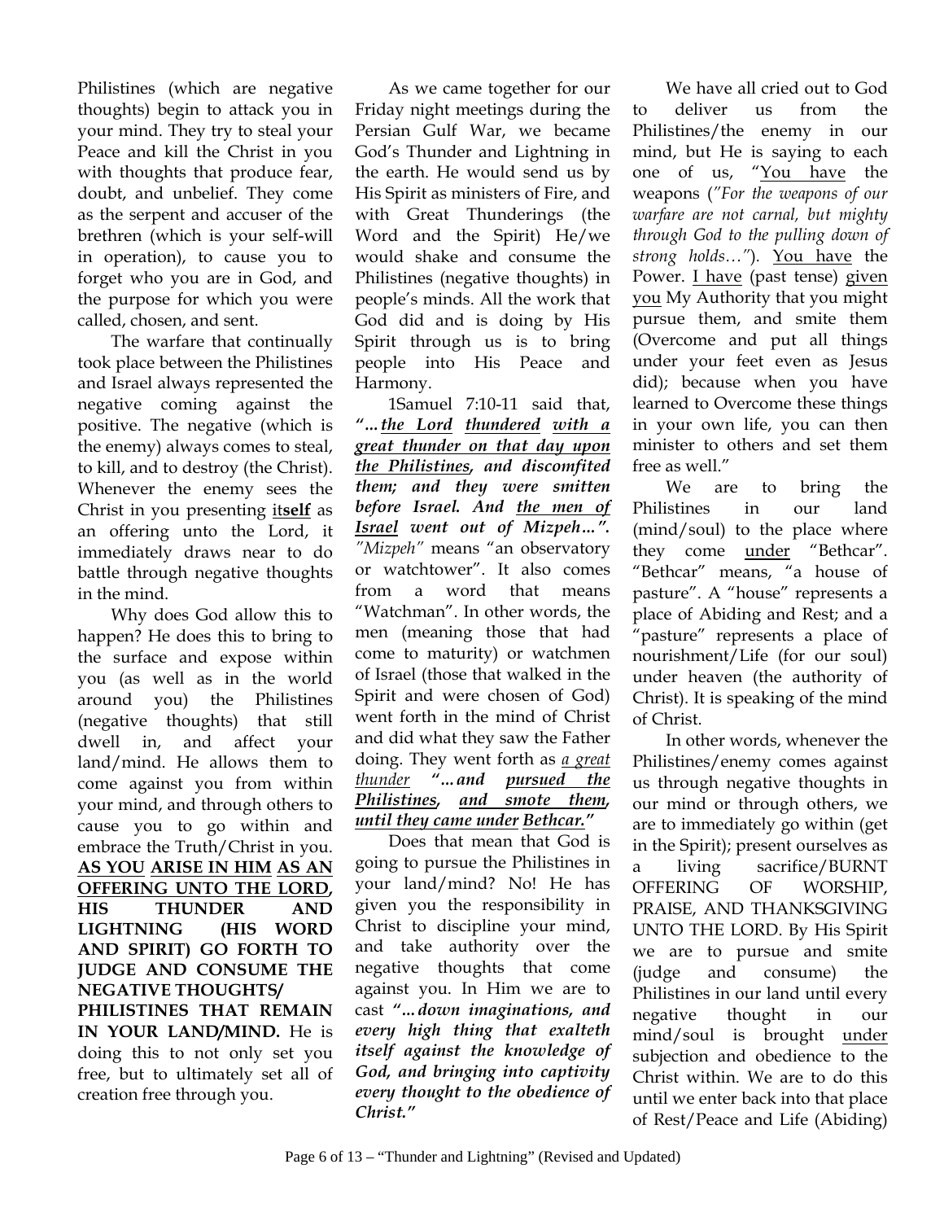Philistines (which are negative thoughts) begin to attack you in your mind. They try to steal your Peace and kill the Christ in you with thoughts that produce fear, doubt, and unbelief. They come as the serpent and accuser of the brethren (which is your self-will in operation), to cause you to forget who you are in God, and the purpose for which you were called, chosen, and sent.

The warfare that continually took place between the Philistines and Israel always represented the negative coming against the positive. The negative (which is the enemy) always comes to steal, to kill, and to destroy (the Christ). Whenever the enemy sees the Christ in you presenting it**self** as an offering unto the Lord, it immediately draws near to do battle through negative thoughts in the mind.

Why does God allow this to happen? He does this to bring to the surface and expose within you (as well as in the world around you) the Philistines (negative thoughts) that still dwell in, and affect your land/mind. He allows them to come against you from within your mind, and through others to cause you to go within and embrace the Truth/Christ in you. **AS YOU ARISE IN HIM AS AN OFFERING UNTO THE LORD, HIS THUNDER AND LIGHTNING (HIS WORD AND SPIRIT) GO FORTH TO JUDGE AND CONSUME THE NEGATIVE THOUGHTS/ PHILISTINES THAT REMAIN IN YOUR LAND/MIND.** He is doing this to not only set you free, but to ultimately set all of creation free through you.

As we came together for our Friday night meetings during the Persian Gulf War, we became God's Thunder and Lightning in the earth. He would send us by His Spirit as ministers of Fire, and with Great Thunderings (the Word and the Spirit) He/we would shake and consume the Philistines (negative thoughts) in people's minds. All the work that God did and is doing by His Spirit through us is to bring people into His Peace and Harmony.

1Samuel 7:10-11 said that, ***"…the Lord thundered with a great thunder on that day upon the Philistines, and discomfited them; and they were smitten before Israel. And the men of Israel went out of Mizpeh…"***. *"Mizpeh"* means "an observatory or watchtower". It also comes from a word that means "Watchman". In other words, the men (meaning those that had come to maturity) or watchmen of Israel (those that walked in the Spirit and were chosen of God) went forth in the mind of Christ and did what they saw the Father doing. They went forth as *a great thunder* ***"…and pursued the Philistines, and smote them, until they came under Bethcar."***

Does that mean that God is going to pursue the Philistines in your land/mind? No! He has given you the responsibility in Christ to discipline your mind, and take authority over the negative thoughts that come against you. In Him we are to cast ***"…down imaginations, and every high thing that exalteth itself against the knowledge of God, and bringing into captivity every thought to the obedience of Christ."***

We have all cried out to God to deliver us from the Philistines/the enemy in our mind, but He is saying to each one of us, "You have the weapons (*"For the weapons of our warfare are not carnal, but mighty through God to the pulling down of strong holds…"*). You have the Power. I have (past tense) given you My Authority that you might pursue them, and smite them (Overcome and put all things under your feet even as Jesus did); because when you have learned to Overcome these things in your own life, you can then minister to others and set them free as well."

We are to bring the Philistines in our land (mind/soul) to the place where they come under "Bethcar". "Bethcar" means, "a house of pasture". A "house" represents a place of Abiding and Rest; and a "pasture" represents a place of nourishment/Life (for our soul) under heaven (the authority of Christ). It is speaking of the mind of Christ.

In other words, whenever the Philistines/enemy comes against us through negative thoughts in our mind or through others, we are to immediately go within (get in the Spirit); present ourselves as a living sacrifice/BURNT OFFERING OF WORSHIP, PRAISE, AND THANKSGIVING UNTO THE LORD. By His Spirit we are to pursue and smite (judge and consume) the Philistines in our land until every negative thought in our mind/soul is brought under subjection and obedience to the Christ within. We are to do this until we enter back into that place of Rest/Peace and Life (Abiding)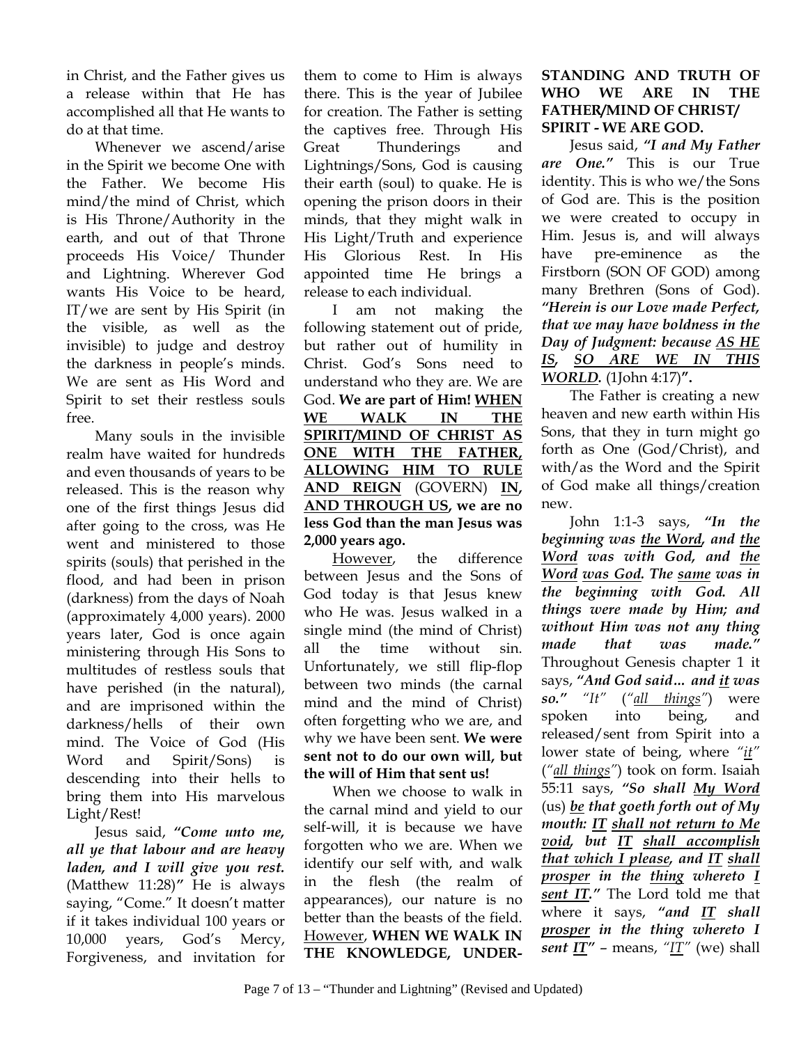in Christ, and the Father gives us a release within that He has accomplished all that He wants to do at that time.

Whenever we ascend/arise in the Spirit we become One with the Father. We become His mind/the mind of Christ, which is His Throne/Authority in the earth, and out of that Throne proceeds His Voice/ Thunder and Lightning. Wherever God wants His Voice to be heard, IT/we are sent by His Spirit (in the visible, as well as the invisible) to judge and destroy the darkness in people's minds. We are sent as His Word and Spirit to set their restless souls free.

Many souls in the invisible realm have waited for hundreds and even thousands of years to be released. This is the reason why one of the first things Jesus did after going to the cross, was He went and ministered to those spirits (souls) that perished in the flood, and had been in prison (darkness) from the days of Noah (approximately 4,000 years). 2000 years later, God is once again ministering through His Sons to multitudes of restless souls that have perished (in the natural), and are imprisoned within the darkness/hells of their own mind. The Voice of God (His Word and Spirit/Sons) is descending into their hells to bring them into His marvelous Light/Rest!

Jesus said, ***"Come unto me, all ye that labour and are heavy laden, and I will give you rest.*** (Matthew 11:28)***"*** He is always saying, "Come." It doesn't matter if it takes individual 100 years or 10,000 years, God's Mercy, Forgiveness, and invitation for them to come to Him is always there. This is the year of Jubilee for creation. The Father is setting the captives free. Through His Great Thunderings and Lightnings/Sons, God is causing their earth (soul) to quake. He is opening the prison doors in their minds, that they might walk in His Light/Truth and experience His Glorious Rest. In His appointed time He brings a release to each individual.

I am not making the following statement out of pride, but rather out of humility in Christ. God's Sons need to understand who they are. We are God. **We are part of Him! <u>WHEN WE WALK IN THE SPIRIT/MIND OF CHRIST AS ONE WITH THE FATHER, ALLOWING HIM TO RULE AND REIGN</u>** (GOVERN) **<u>IN</u>, <u>AND THROUGH US</u>, we are no less God than the man Jesus was 2,000 years ago.**

<u>However</u>, the difference between Jesus and the Sons of God today is that Jesus knew who He was. Jesus walked in a single mind (the mind of Christ) all the time without sin. Unfortunately, we still flip-flop between two minds (the carnal mind and the mind of Christ) often forgetting who we are, and why we have been sent. **We were sent not to do our own will, but the will of Him that sent us!**

When we choose to walk in the carnal mind and yield to our self-will, it is because we have forgotten who we are. When we identify our self with, and walk in the flesh (the realm of appearances), our nature is no better than the beasts of the field. <u>However</u>, **WHEN WE WALK IN THE KNOWLEDGE, UNDERSTANDING AND TRUTH OF WHO WE ARE IN THE FATHER/MIND OF CHRIST/ SPIRIT - WE ARE GOD.**

Jesus said, ***"I and My Father are One."*** This is our True identity. This is who we/the Sons of God are. This is the position we were created to occupy in Him. Jesus is, and will always have pre-eminence as the Firstborn (SON OF GOD) among many Brethren (Sons of God). ***"Herein is our Love made Perfect, that we may have boldness in the Day of Judgment: because <u>AS HE IS</u>, <u>SO ARE WE IN THIS WORLD</u>.*** (1John 4:17)***"*.**

The Father is creating a new heaven and new earth within His Sons, that they in turn might go forth as One (God/Christ), and with/as the Word and the Spirit of God make all things/creation new.

John 1:1-3 says, ***"In the beginning was <u>the Word</u>, and <u>the Word</u> was with God, and <u>the Word</u> <u>was God</u>. The <u>same</u> was in the beginning with God. All things were made by Him; and without Him was not any thing made that was made."*** Throughout Genesis chapter 1 it says, ***"And God said… and <u>it</u> was so."*** *"It"* (*"<u>all things</u>"*) were spoken into being, and released/sent from Spirit into a lower state of being, where *"<u>it</u>"* (*"<u>all things</u>"*) took on form. Isaiah 55:11 says, ***"So shall <u>My Word</u>*** (us) ***<u>be</u> that goeth forth out of My mouth: <u>IT</u> <u>shall not return to Me void</u>, but <u>IT</u> <u>shall accomplish that which I please</u>, and <u>IT</u> <u>shall prosper</u> in the <u>thing</u> whereto <u>I sent IT</u>."*** The Lord told me that where it says, ***"and <u>IT</u> shall <u>prosper</u> in the thing whereto I sent <u>IT</u>"*** – means, *"<u>IT</u>"* (we) shall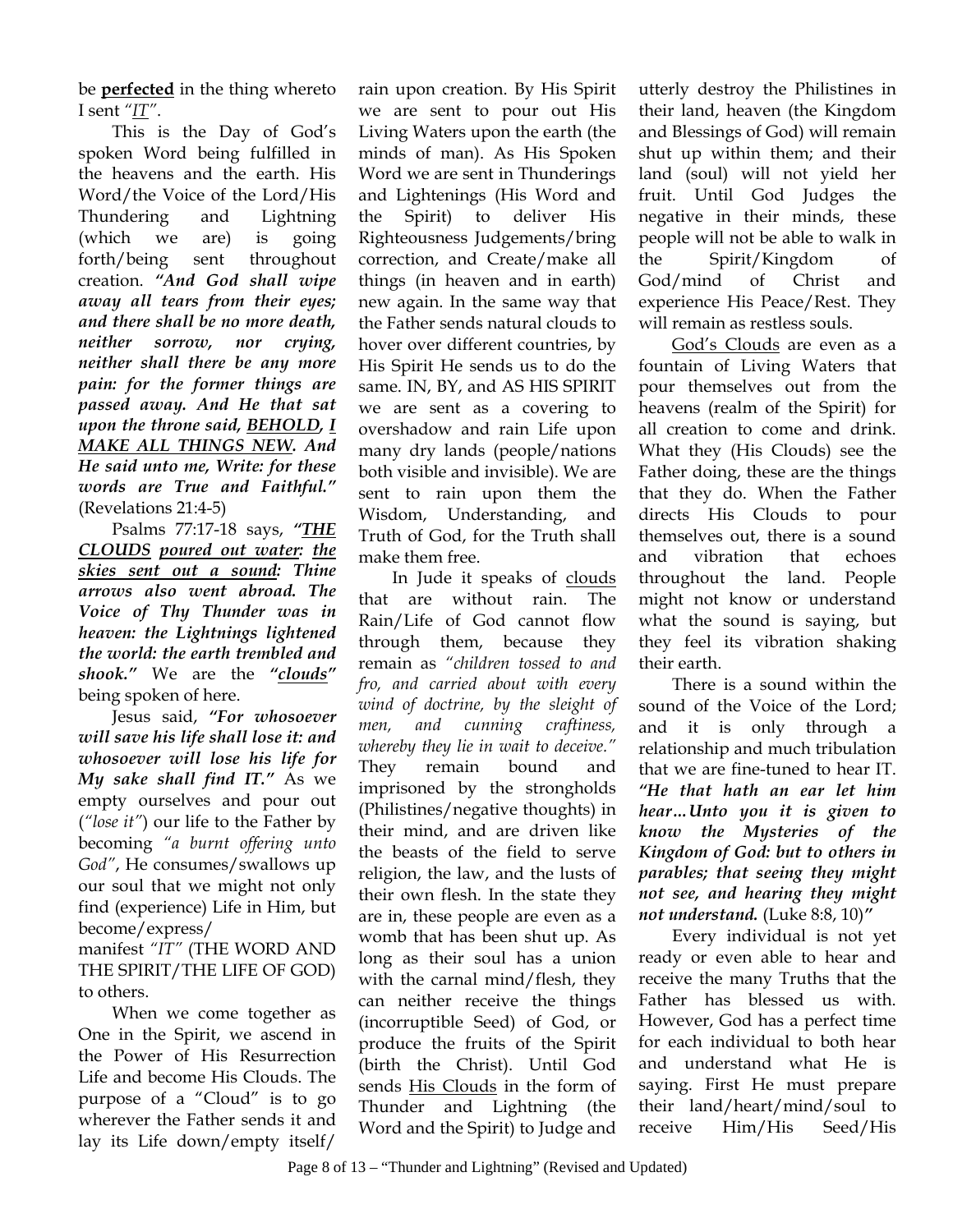be **perfected** in the thing whereto I sent *"IT"*.

This is the Day of God's spoken Word being fulfilled in the heavens and the earth. His Word/the Voice of the Lord/His Thundering and Lightning (which we are) is going forth/being sent throughout creation. ***"And God shall wipe away all tears from their eyes; and there shall be no more death, neither sorrow, nor crying, neither shall there be any more pain: for the former things are passed away. And He that sat upon the throne said, BEHOLD, I MAKE ALL THINGS NEW. And He said unto me, Write: for these words are True and Faithful."*** (Revelations 21:4-5)

Psalms 77:17-18 says, ***"THE CLOUDS poured out water: the skies sent out a sound: Thine arrows also went abroad. The Voice of Thy Thunder was in heaven: the Lightnings lightened the world: the earth trembled and shook."*** We are the ***"clouds"*** being spoken of here.

Jesus said, ***"For whosoever will save his life shall lose it: and whosoever will lose his life for My sake shall find IT."*** As we empty ourselves and pour out (*"lose it"*) our life to the Father by becoming *"a burnt offering unto God"*, He consumes/swallows up our soul that we might not only find (experience) Life in Him, but become/express/ manifest *"IT"* (THE WORD AND THE SPIRIT/THE LIFE OF GOD) to others.

When we come together as One in the Spirit, we ascend in the Power of His Resurrection Life and become His Clouds. The purpose of a "Cloud" is to go wherever the Father sends it and lay its Life down/empty itself/ rain upon creation. By His Spirit we are sent to pour out His Living Waters upon the earth (the minds of man). As His Spoken Word we are sent in Thunderings and Lightenings (His Word and the Spirit) to deliver His Righteousness Judgements/bring correction, and Create/make all things (in heaven and in earth) new again. In the same way that the Father sends natural clouds to hover over different countries, by His Spirit He sends us to do the same. IN, BY, and AS HIS SPIRIT we are sent as a covering to overshadow and rain Life upon many dry lands (people/nations both visible and invisible). We are sent to rain upon them the Wisdom, Understanding, and Truth of God, for the Truth shall make them free.

In Jude it speaks of clouds that are without rain. The Rain/Life of God cannot flow through them, because they remain as *"children tossed to and fro, and carried about with every wind of doctrine, by the sleight of men, and cunning craftiness, whereby they lie in wait to deceive."* They remain bound and imprisoned by the strongholds (Philistines/negative thoughts) in their mind, and are driven like the beasts of the field to serve religion, the law, and the lusts of their own flesh. In the state they are in, these people are even as a womb that has been shut up. As long as their soul has a union with the carnal mind/flesh, they can neither receive the things (incorruptible Seed) of God, or produce the fruits of the Spirit (birth the Christ). Until God sends His Clouds in the form of Thunder and Lightning (the Word and the Spirit) to Judge and utterly destroy the Philistines in their land, heaven (the Kingdom and Blessings of God) will remain shut up within them; and their land (soul) will not yield her fruit. Until God Judges the negative in their minds, these people will not be able to walk in the Spirit/Kingdom of God/mind of Christ and experience His Peace/Rest. They will remain as restless souls.

God's Clouds are even as a fountain of Living Waters that pour themselves out from the heavens (realm of the Spirit) for all creation to come and drink. What they (His Clouds) see the Father doing, these are the things that they do. When the Father directs His Clouds to pour themselves out, there is a sound and vibration that echoes throughout the land. People might not know or understand what the sound is saying, but they feel its vibration shaking their earth.

There is a sound within the sound of the Voice of the Lord; and it is only through a relationship and much tribulation that we are fine-tuned to hear IT. ***"He that hath an ear let him hear…Unto you it is given to know the Mysteries of the Kingdom of God: but to others in parables; that seeing they might not see, and hearing they might not understand.*** (Luke 8:8, 10)***"***

Every individual is not yet ready or even able to hear and receive the many Truths that the Father has blessed us with. However, God has a perfect time for each individual to both hear and understand what He is saying. First He must prepare their land/heart/mind/soul to receive Him/His Seed/His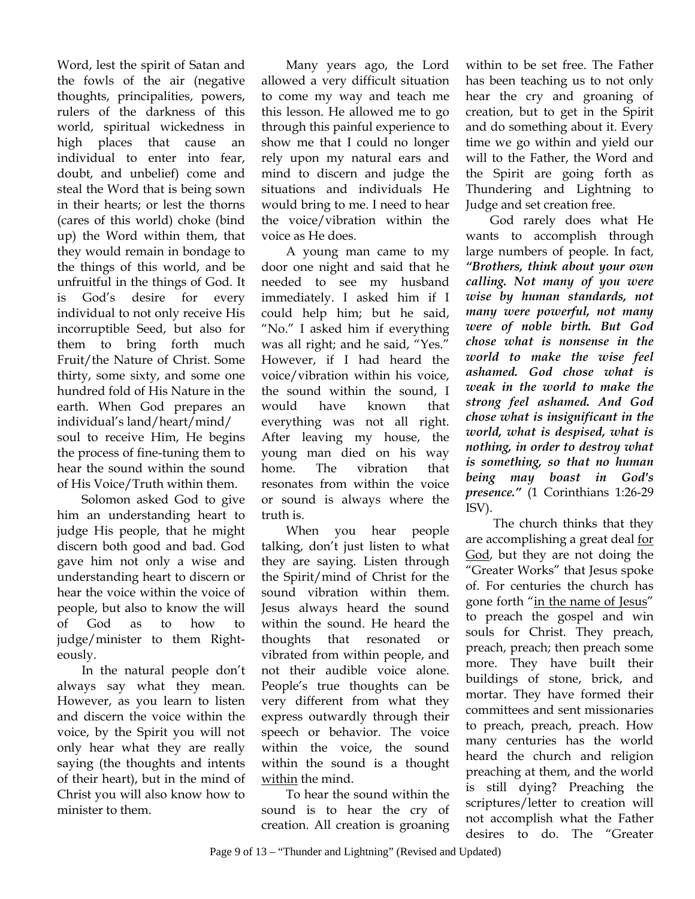Word, lest the spirit of Satan and the fowls of the air (negative thoughts, principalities, powers, rulers of the darkness of this world, spiritual wickedness in high places that cause an individual to enter into fear, doubt, and unbelief) come and steal the Word that is being sown in their hearts; or lest the thorns (cares of this world) choke (bind up) the Word within them, that they would remain in bondage to the things of this world, and be unfruitful in the things of God. It is God's desire for every individual to not only receive His incorruptible Seed, but also for them to bring forth much Fruit/the Nature of Christ. Some thirty, some sixty, and some one hundred fold of His Nature in the earth. When God prepares an individual's land/heart/mind/soul to receive Him, He begins the process of fine-tuning them to hear the sound within the sound of His Voice/Truth within them.

Solomon asked God to give him an understanding heart to judge His people, that he might discern both good and bad. God gave him not only a wise and understanding heart to discern or hear the voice within the voice of people, but also to know the will of God as to how to judge/minister to them Righteously.

In the natural people don't always say what they mean. However, as you learn to listen and discern the voice within the voice, by the Spirit you will not only hear what they are really saying (the thoughts and intents of their heart), but in the mind of Christ you will also know how to minister to them.

Many years ago, the Lord allowed a very difficult situation to come my way and teach me this lesson. He allowed me to go through this painful experience to show me that I could no longer rely upon my natural ears and mind to discern and judge the situations and individuals He would bring to me. I need to hear the voice/vibration within the voice as He does.

A young man came to my door one night and said that he needed to see my husband immediately. I asked him if I could help him; but he said, "No." I asked him if everything was all right; and he said, "Yes." However, if I had heard the voice/vibration within his voice, the sound within the sound, I would have known that everything was not all right. After leaving my house, the young man died on his way home. The vibration that resonates from within the voice or sound is always where the truth is.

When you hear people talking, don't just listen to what they are saying. Listen through the Spirit/mind of Christ for the sound vibration within them. Jesus always heard the sound within the sound. He heard the thoughts that resonated or vibrated from within people, and not their audible voice alone. People's true thoughts can be very different from what they express outwardly through their speech or behavior. The voice within the voice, the sound within the sound is a thought <u>within</u> the mind.

To hear the sound within the sound is to hear the cry of creation. All creation is groaning within to be set free. The Father has been teaching us to not only hear the cry and groaning of creation, but to get in the Spirit and do something about it. Every time we go within and yield our will to the Father, the Word and the Spirit are going forth as Thundering and Lightning to Judge and set creation free.

God rarely does what He wants to accomplish through large numbers of people. In fact, ***"Brothers, think about your own calling. Not many of you were wise by human standards, not many were powerful, not many were of noble birth. But God chose what is nonsense in the world to make the wise feel ashamed. God chose what is weak in the world to make the strong feel ashamed. And God chose what is insignificant in the world, what is despised, what is nothing, in order to destroy what is something, so that no human being may boast in God's presence."*** (1 Corinthians 1:26-29 ISV).

The church thinks that they are accomplishing a great deal <u>for God</u>, but they are not doing the "Greater Works" that Jesus spoke of. For centuries the church has gone forth "<u>in the name of Jesus</u>" to preach the gospel and win souls for Christ. They preach, preach, preach; then preach some more. They have built their buildings of stone, brick, and mortar. They have formed their committees and sent missionaries to preach, preach, preach. How many centuries has the world heard the church and religion preaching at them, and the world is still dying? Preaching the scriptures/letter to creation will not accomplish what the Father desires to do. The "Greater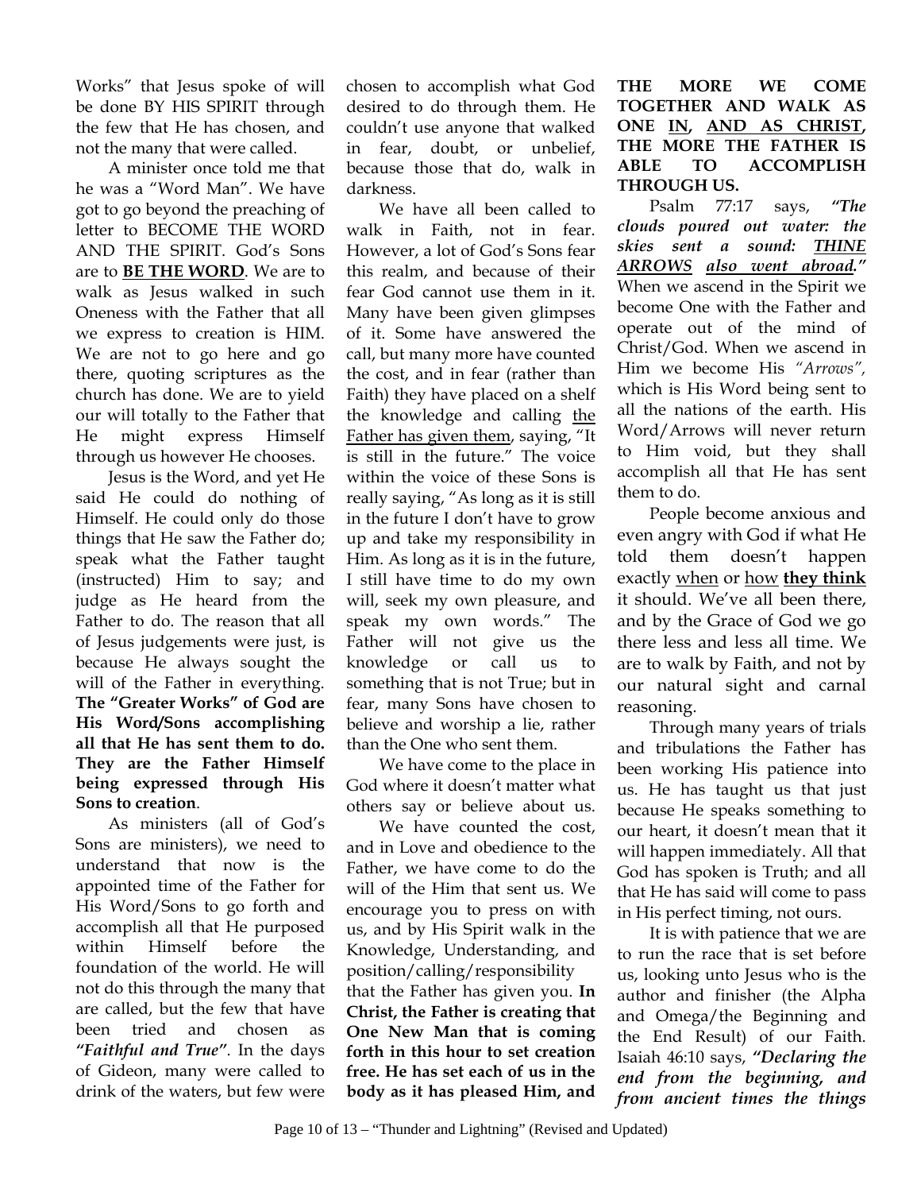Works" that Jesus spoke of will be done BY HIS SPIRIT through the few that He has chosen, and not the many that were called.

A minister once told me that he was a "Word Man". We have got to go beyond the preaching of letter to BECOME THE WORD AND THE SPIRIT. God's Sons are to **BE THE WORD**. We are to walk as Jesus walked in such Oneness with the Father that all we express to creation is HIM. We are not to go here and go there, quoting scriptures as the church has done. We are to yield our will totally to the Father that He might express Himself through us however He chooses.

Jesus is the Word, and yet He said He could do nothing of Himself. He could only do those things that He saw the Father do; speak what the Father taught (instructed) Him to say; and judge as He heard from the Father to do. The reason that all of Jesus judgements were just, is because He always sought the will of the Father in everything. **The "Greater Works" of God are His Word/Sons accomplishing all that He has sent them to do. They are the Father Himself being expressed through His Sons to creation**.

As ministers (all of God's Sons are ministers), we need to understand that now is the appointed time of the Father for His Word/Sons to go forth and accomplish all that He purposed within Himself before the foundation of the world. He will not do this through the many that are called, but the few that have been tried and chosen as ***"Faithful and True"***. In the days of Gideon, many were called to drink of the waters, but few were chosen to accomplish what God desired to do through them. He couldn't use anyone that walked in fear, doubt, or unbelief, because those that do, walk in darkness.

We have all been called to walk in Faith, not in fear. However, a lot of God's Sons fear this realm, and because of their fear God cannot use them in it. Many have been given glimpses of it. Some have answered the call, but many more have counted the cost, and in fear (rather than Faith) they have placed on a shelf the knowledge and calling the Father has given them, saying, "It is still in the future." The voice within the voice of these Sons is really saying, "As long as it is still in the future I don't have to grow up and take my responsibility in Him. As long as it is in the future, I still have time to do my own will, seek my own pleasure, and speak my own words." The Father will not give us the knowledge or call us to something that is not True; but in fear, many Sons have chosen to believe and worship a lie, rather than the One who sent them.

We have come to the place in God where it doesn't matter what others say or believe about us.

We have counted the cost, and in Love and obedience to the Father, we have come to do the will of the Him that sent us. We encourage you to press on with us, and by His Spirit walk in the Knowledge, Understanding, and position/calling/responsibility that the Father has given you. **In Christ, the Father is creating that One New Man that is coming forth in this hour to set creation free. He has set each of us in the body as it has pleased Him, and THE MORE WE COME TOGETHER AND WALK AS ONE IN, AND AS CHRIST, THE MORE THE FATHER IS ABLE TO ACCOMPLISH THROUGH US.**

Psalm 77:17 says, ***"The clouds poured out water: the skies sent a sound: THINE ARROWS also went abroad."*** When we ascend in the Spirit we become One with the Father and operate out of the mind of Christ/God. When we ascend in Him we become His *"Arrows"*, which is His Word being sent to all the nations of the earth. His Word/Arrows will never return to Him void, but they shall accomplish all that He has sent them to do.

People become anxious and even angry with God if what He told them doesn't happen exactly when or how **they think** it should. We've all been there, and by the Grace of God we go there less and less all time. We are to walk by Faith, and not by our natural sight and carnal reasoning.

Through many years of trials and tribulations the Father has been working His patience into us. He has taught us that just because He speaks something to our heart, it doesn't mean that it will happen immediately. All that God has spoken is Truth; and all that He has said will come to pass in His perfect timing, not ours.

It is with patience that we are to run the race that is set before us, looking unto Jesus who is the author and finisher (the Alpha and Omega/the Beginning and the End Result) of our Faith. Isaiah 46:10 says, ***"Declaring the end from the beginning, and from ancient times the things***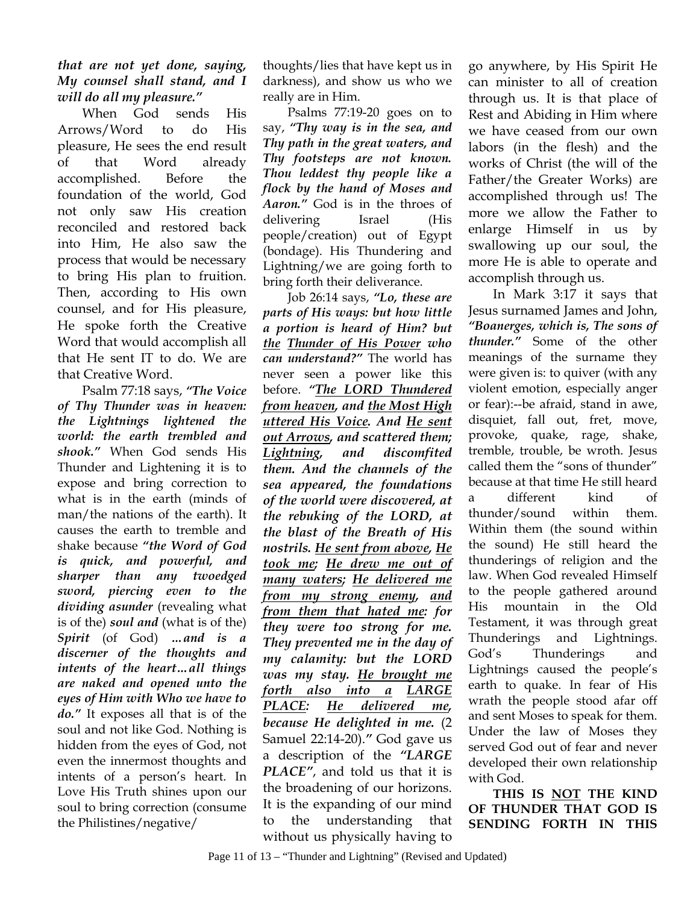***that are not yet done, saying, My counsel shall stand, and I will do all my pleasure."***

When God sends His Arrows/Word to do His pleasure, He sees the end result of that Word already accomplished. Before the foundation of the world, God not only saw His creation reconciled and restored back into Him, He also saw the process that would be necessary to bring His plan to fruition. Then, according to His own counsel, and for His pleasure, He spoke forth the Creative Word that would accomplish all that He sent IT to do. We are that Creative Word.

Psalm 77:18 says, ***"The Voice of Thy Thunder was in heaven: the Lightnings lightened the world: the earth trembled and shook."*** When God sends His Thunder and Lightening it is to expose and bring correction to what is in the earth (minds of man/the nations of the earth). It causes the earth to tremble and shake because ***"the Word of God is quick, and powerful, and sharper than any twoedged sword, piercing even to the dividing asunder*** (revealing what is of the) ***soul and*** (what is of the) ***Spirit*** (of God) ***...and is a discerner of the thoughts and intents of the heart...all things are naked and opened unto the eyes of Him with Who we have to do."*** It exposes all that is of the soul and not like God. Nothing is hidden from the eyes of God, not even the innermost thoughts and intents of a person's heart. In Love His Truth shines upon our soul to bring correction (consume the Philistines/negative/thoughts/lies that have kept us in darkness), and show us who we really are in Him.

Psalms 77:19-20 goes on to say, ***"Thy way is in the sea, and Thy path in the great waters, and Thy footsteps are not known. Thou leddest thy people like a flock by the hand of Moses and Aaron."*** God is in the throes of delivering Israel (His people/creation) out of Egypt (bondage). His Thundering and Lightning/we are going forth to bring forth their deliverance.

Job 26:14 says, ***"Lo, these are parts of His ways: but how little a portion is heard of Him? but <u>the</u> <u>Thunder of His Power</u> who can understand?"*** The world has never seen a power like this before. ***"<u>The LORD Thundered from heaven</u>, and <u>the Most High uttered His Voice</u>. And <u>He sent out Arrows</u>, and scattered them; <u>Lightning</u>, and discomfited them. And the channels of the sea appeared, the foundations of the world were discovered, at the rebuking of the LORD, at the blast of the Breath of His nostrils. <u>He sent from above</u>, <u>He took me</u>; <u>He drew me out of many waters</u>; <u>He delivered me from my strong enemy</u>, <u>and from them that hated me</u>: for they were too strong for me. They prevented me in the day of my calamity: but the LORD was my stay. <u>He brought me forth also into a</u> <u>LARGE PLACE</u>: <u>He delivered me</u>, because He delighted in me.*** (2 Samuel 22:14-20).***"*** God gave us a description of the ***"LARGE PLACE"***, and told us that it is the broadening of our horizons. It is the expanding of our mind to the understanding that without us physically having to go anywhere, by His Spirit He can minister to all of creation through us. It is that place of Rest and Abiding in Him where we have ceased from our own labors (in the flesh) and the works of Christ (the will of the Father/the Greater Works) are accomplished through us! The more we allow the Father to enlarge Himself in us by swallowing up our soul, the more He is able to operate and accomplish through us.

In Mark 3:17 it says that Jesus surnamed James and John, ***"Boanerges, which is, The sons of thunder."*** Some of the other meanings of the surname they were given is: to quiver (with any violent emotion, especially anger or fear):--be afraid, stand in awe, disquiet, fall out, fret, move, provoke, quake, rage, shake, tremble, trouble, be wroth. Jesus called them the "sons of thunder" because at that time He still heard a different kind of thunder/sound within them. Within them (the sound within the sound) He still heard the thunderings of religion and the law. When God revealed Himself to the people gathered around His mountain in the Old Testament, it was through great Thunderings and Lightnings. God's Thunderings and Lightnings caused the people's earth to quake. In fear of His wrath the people stood afar off and sent Moses to speak for them. Under the law of Moses they served God out of fear and never developed their own relationship with God.

**THIS IS <u>NOT</u> THE KIND OF THUNDER THAT GOD IS SENDING FORTH IN THIS**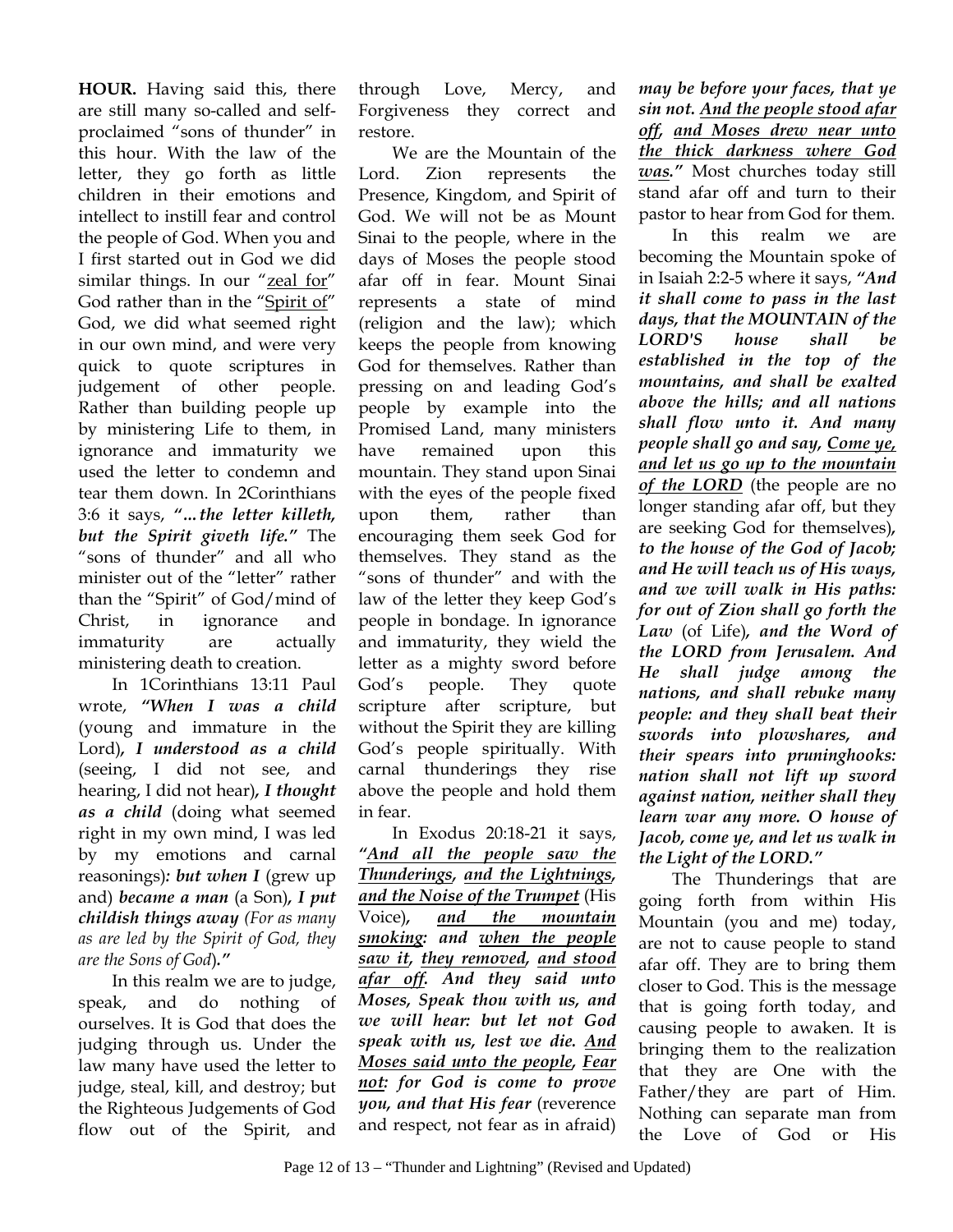**HOUR.** Having said this, there are still many so-called and self-proclaimed "sons of thunder" in this hour. With the law of the letter, they go forth as little children in their emotions and intellect to instill fear and control the people of God. When you and I first started out in God we did similar things. In our "zeal for" God rather than in the "Spirit of" God, we did what seemed right in our own mind, and were very quick to quote scriptures in judgement of other people. Rather than building people up by ministering Life to them, in ignorance and immaturity we used the letter to condemn and tear them down. In 2Corinthians 3:6 it says, ***"…the letter killeth, but the Spirit giveth life."*** The "sons of thunder" and all who minister out of the "letter" rather than the "Spirit" of God/mind of Christ, in ignorance and immaturity are actually ministering death to creation.

In 1Corinthians 13:11 Paul wrote, ***"When I was a child*** (young and immature in the Lord)***, I understood as a child*** (seeing, I did not see, and hearing, I did not hear)***, I thought as a child*** (doing what seemed right in my own mind, I was led by my emotions and carnal reasonings)***: but when I*** (grew up and) ***became a man*** (a Son)***, I put childish things away*** *(For as many as are led by the Spirit of God, they are the Sons of God)****."***

In this realm we are to judge, speak, and do nothing of ourselves. It is God that does the judging through us. Under the law many have used the letter to judge, steal, kill, and destroy; but the Righteous Judgements of God flow out of the Spirit, and through Love, Mercy, and Forgiveness they correct and restore.

We are the Mountain of the Lord. Zion represents the Presence, Kingdom, and Spirit of God. We will not be as Mount Sinai to the people, where in the days of Moses the people stood afar off in fear. Mount Sinai represents a state of mind (religion and the law); which keeps the people from knowing God for themselves. Rather than pressing on and leading God's people by example into the Promised Land, many ministers have remained upon this mountain. They stand upon Sinai with the eyes of the people fixed upon them, rather than encouraging them seek God for themselves. They stand as the "sons of thunder" and with the law of the letter they keep God's people in bondage. In ignorance and immaturity, they wield the letter as a mighty sword before God's people. They quote scripture after scripture, but without the Spirit they are killing God's people spiritually. With carnal thunderings they rise above the people and hold them in fear.

In Exodus 20:18-21 it says, ***"And all the people saw the Thunderings, and the Lightnings, and the Noise of the Trumpet*** (His Voice)***, and the mountain smoking: and when the people saw it, they removed, and stood afar off. And they said unto Moses, Speak thou with us, and we will hear: but let not God speak with us, lest we die. And Moses said unto the people, Fear not: for God is come to prove you, and that His fear*** (reverence and respect, not fear as in afraid) ***may be before your faces, that ye sin not. And the people stood afar off, and Moses drew near unto the thick darkness where God was."*** Most churches today still stand afar off and turn to their pastor to hear from God for them.

In this realm we are becoming the Mountain spoke of in Isaiah 2:2-5 where it says, ***"And it shall come to pass in the last days, that the MOUNTAIN of the LORD'S house shall be established in the top of the mountains, and shall be exalted above the hills; and all nations shall flow unto it. And many people shall go and say, Come ye, and let us go up to the mountain of the LORD*** (the people are no longer standing afar off, but they are seeking God for themselves)***, to the house of the God of Jacob; and He will teach us of His ways, and we will walk in His paths: for out of Zion shall go forth the Law*** (of Life)***, and the Word of the LORD from Jerusalem. And He shall judge among the nations, and shall rebuke many people: and they shall beat their swords into plowshares, and their spears into pruninghooks: nation shall not lift up sword against nation, neither shall they learn war any more. O house of Jacob, come ye, and let us walk in the Light of the LORD."***

The Thunderings that are going forth from within His Mountain (you and me) today, are not to cause people to stand afar off. They are to bring them closer to God. This is the message that is going forth today, and causing people to awaken. It is bringing them to the realization that they are One with the Father/they are part of Him. Nothing can separate man from the Love of God or His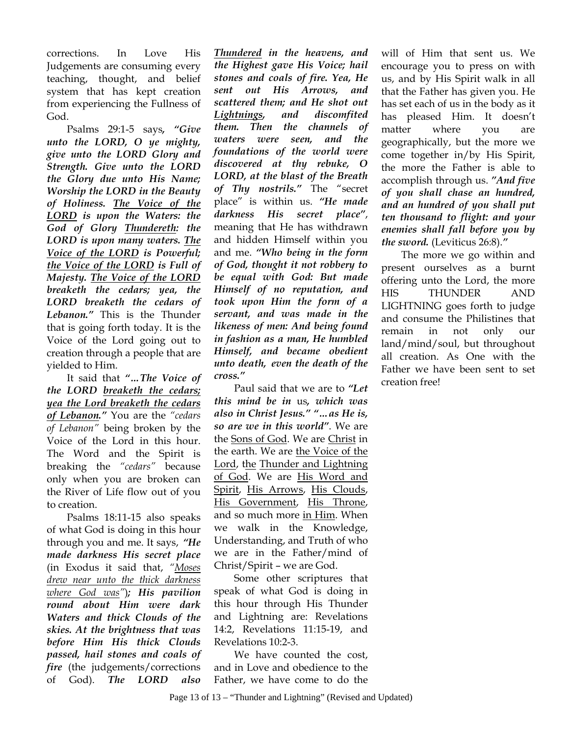corrections. In Love His Judgements are consuming every teaching, thought, and belief system that has kept creation from experiencing the Fullness of God.

Psalms 29:1-5 says, ***"Give unto the LORD, O ye mighty, give unto the LORD Glory and Strength. Give unto the LORD the Glory due unto His Name; Worship the LORD in the Beauty of Holiness. <u>The Voice of the LORD</u> is upon the Waters: the God of Glory <u>Thundereth</u>: the LORD is upon many waters. <u>The Voice of the LORD</u> is Powerful; <u>the Voice of the LORD</u> is Full of Majesty. <u>The Voice of the LORD</u> breaketh the cedars; yea, the LORD breaketh the cedars of Lebanon."*** This is the Thunder that is going forth today. It is the Voice of the Lord going out to creation through a people that are yielded to Him.

It said that ***"...The Voice of the LORD <u>breaketh the cedars; yea the Lord breaketh the cedars of Lebanon</u>."*** You are the *"cedars of Lebanon"* being broken by the Voice of the Lord in this hour. The Word and the Spirit is breaking the *"cedars"* because only when you are broken can the River of Life flow out of you to creation.

Psalms 18:11-15 also speaks of what God is doing in this hour through you and me. It says, ***"He made darkness His secret place*** (in Exodus it said that, *"<u>Moses drew near unto the thick darkness where God was</u>"*)***; His pavilion round about Him were dark Waters and thick Clouds of the skies. At the brightness that was before Him His thick Clouds passed, hail stones and coals of fire*** (the judgements/corrections of God). ***The LORD also <u>Thundered</u> in the heavens, and the Highest gave His Voice; hail stones and coals of fire. Yea, He sent out His Arrows, and scattered them; and He shot out <u>Lightnings</u>, and discomfited them. Then the channels of waters were seen, and the foundations of the world were discovered at thy rebuke, O LORD, at the blast of the Breath of Thy nostrils."*** The "secret place" is within us. ***"He made darkness His secret place"***, meaning that He has withdrawn and hidden Himself within you and me. ***"Who being in the form of God, thought it not robbery to be equal with God: But made Himself of no reputation, and took upon Him the form of a servant, and was made in the likeness of men: And being found in fashion as a man, He humbled Himself, and became obedient unto death, even the death of the cross."***

Paul said that we are to ***"Let this mind be in*** us***, which was also in Christ Jesus." "...as He is, so are we in this world"***. We are the <u>Sons of God</u>. We are <u>Christ</u> in the earth. We are <u>the Voice of the Lord</u>, <u>the</u> <u>Thunder and Lightning of God</u>. We are <u>His Word and Spirit</u>, <u>His Arrows</u>, <u>His Clouds</u>, <u>His Government</u>, <u>His Throne</u>, and so much more <u>in Him</u>. When we walk in the Knowledge, Understanding, and Truth of who we are in the Father/mind of Christ/Spirit – we are God.

Some other scriptures that speak of what God is doing in this hour through His Thunder and Lightning are: Revelations 14:2, Revelations 11:15-19, and Revelations 10:2-3.

We have counted the cost, and in Love and obedience to the Father, we have come to do the will of Him that sent us. We encourage you to press on with us, and by His Spirit walk in all that the Father has given you. He has set each of us in the body as it has pleased Him. It doesn't matter where you are geographically, but the more we come together in/by His Spirit, the more the Father is able to accomplish through us. ***"And five of you shall chase an hundred, and an hundred of you shall put ten thousand to flight: and your enemies shall fall before you by the sword.*** (Leviticus 26:8).***"***

The more we go within and present ourselves as a burnt offering unto the Lord, the more HIS THUNDER AND LIGHTNING goes forth to judge and consume the Philistines that remain in not only our land/mind/soul, but throughout all creation. As One with the Father we have been sent to set creation free!